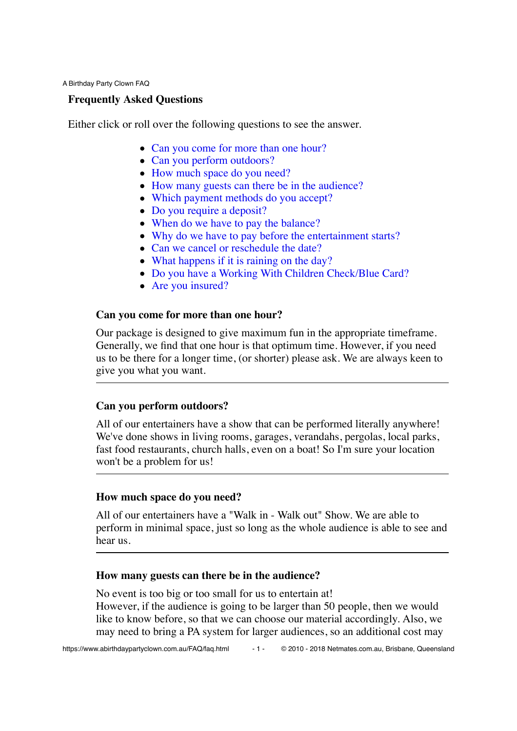## Frequently Asked Questions

Either click or roll over the following questions to see the answer.

- Can you come for more than one hour?
- Can you perform outdoors?
- How much space do you need?
- How many guests can there be in the audience?
- Which payment methods do you accept?
- Do you require a deposit?
- When do we have to pay the balance?
- Why do we have to pay before the entertainment starts?
- Can we cancel or reschedule the date?
- What happens if it is raining on the day?
- Do you have a Working With Children Check/Blue Card?
- Are you insured?

### Can you come for more than one hour?

Our package is designed to give maximum fun in the appropriate timeframe. Generally, we find that one hour is that optimum time. However, if you need us to be there for a longer time, (or shorter) please ask. We are always keen to give you what you want.

---

### Can you perform outdoors?

All of our entertainers have a show that can be performed literally anywhere! We've done shows in living rooms, garages, verandahs, pergolas, local parks, fast food restaurants, church halls, even on a boat! So I'm sure your location won't be a problem for us!

---

### How much space do you need?

All of our entertainers have a "Walk in - Walk out" Show. We are able to perform in minimal space, just so long as the whole audience is able to see and hear us.

---

### How many guests can there be in the audience?

No event is too big or too small for us to entertain at!
However, if the audience is going to be larger than 50 people, then we would like to know before, so that we can choose our material accordingly. Also, we may need to bring a PA system for larger audiences, so an additional cost may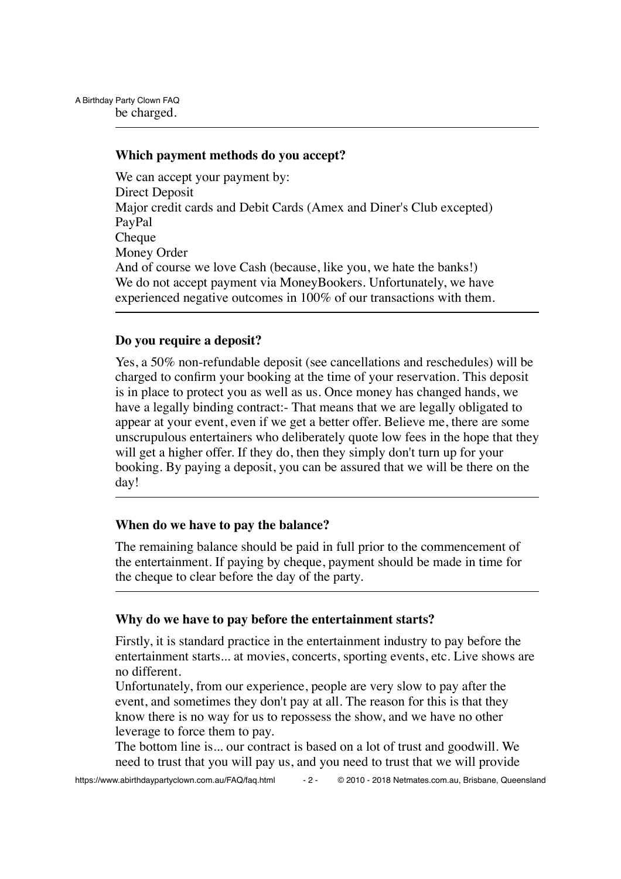be charged.

---

### Which payment methods do you accept?

We can accept your payment by:
Direct Deposit
Major credit cards and Debit Cards (Amex and Diner's Club excepted)
PayPal
Cheque
Money Order
And of course we love Cash (because, like you, we hate the banks!)
We do not accept payment via MoneyBookers. Unfortunately, we have experienced negative outcomes in 100% of our transactions with them.

---

### Do you require a deposit?

Yes, a 50% non-refundable deposit (see cancellations and reschedules) will be charged to confirm your booking at the time of your reservation. This deposit is in place to protect you as well as us. Once money has changed hands, we have a legally binding contract:- That means that we are legally obligated to appear at your event, even if we get a better offer. Believe me, there are some unscrupulous entertainers who deliberately quote low fees in the hope that they will get a higher offer. If they do, then they simply don't turn up for your booking. By paying a deposit, you can be assured that we will be there on the day!

---

### When do we have to pay the balance?

The remaining balance should be paid in full prior to the commencement of the entertainment. If paying by cheque, payment should be made in time for the cheque to clear before the day of the party.

---

### Why do we have to pay before the entertainment starts?

Firstly, it is standard practice in the entertainment industry to pay before the entertainment starts... at movies, concerts, sporting events, etc. Live shows are no different.
Unfortunately, from our experience, people are very slow to pay after the event, and sometimes they don't pay at all. The reason for this is that they know there is no way for us to repossess the show, and we have no other leverage to force them to pay.
The bottom line is... our contract is based on a lot of trust and goodwill. We need to trust that you will pay us, and you need to trust that we will provide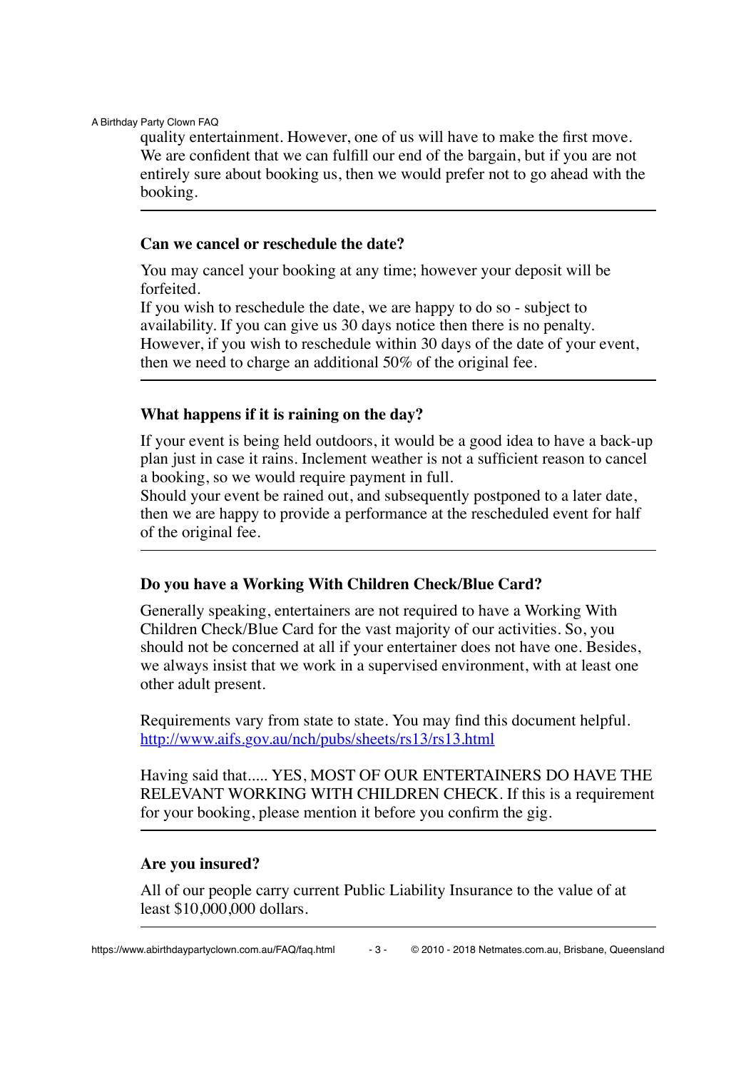quality entertainment. However, one of us will have to make the first move. We are confident that we can fulfill our end of the bargain, but if you are not entirely sure about booking us, then we would prefer not to go ahead with the booking.

---

### Can we cancel or reschedule the date?

You may cancel your booking at any time; however your deposit will be forfeited.
If you wish to reschedule the date, we are happy to do so - subject to availability. If you can give us 30 days notice then there is no penalty. However, if you wish to reschedule within 30 days of the date of your event, then we need to charge an additional 50% of the original fee.

---

### What happens if it is raining on the day?

If your event is being held outdoors, it would be a good idea to have a back-up plan just in case it rains. Inclement weather is not a sufficient reason to cancel a booking, so we would require payment in full.
Should your event be rained out, and subsequently postponed to a later date, then we are happy to provide a performance at the rescheduled event for half of the original fee.

---

### Do you have a Working With Children Check/Blue Card?

Generally speaking, entertainers are not required to have a Working With Children Check/Blue Card for the vast majority of our activities. So, you should not be concerned at all if your entertainer does not have one. Besides, we always insist that we work in a supervised environment, with at least one other adult present.

Requirements vary from state to state. You may find this document helpful.
[http://www.aifs.gov.au/nch/pubs/sheets/rs13/rs13.html](http://www.aifs.gov.au/nch/pubs/sheets/rs13/rs13.html)

Having said that..... YES, MOST OF OUR ENTERTAINERS DO HAVE THE RELEVANT WORKING WITH CHILDREN CHECK. If this is a requirement for your booking, please mention it before you confirm the gig.

---

### Are you insured?

All of our people carry current Public Liability Insurance to the value of at least $10,000,000 dollars.

---